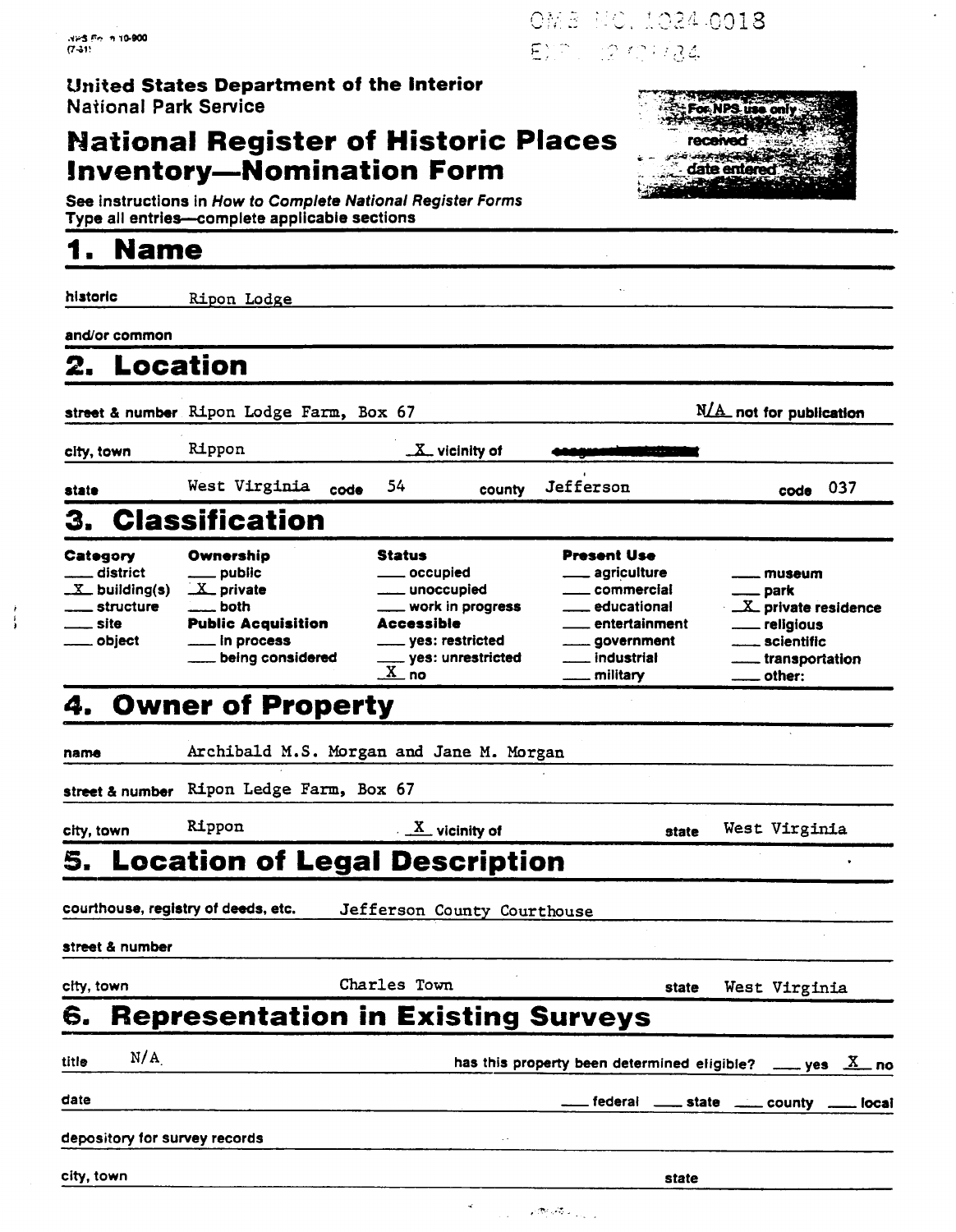NPS Form 10-900
(7-81)

OMB NO. 1024-0018
EXP. 10/31/84

**United States Department of the Interior**
National Park Service

# National Register of Historic Places Inventory—Nomination Form

For NPS use only
received
date entered

See instructions in *How to Complete National Register Forms*
Type all entries—complete applicable sections

## 1. Name

historic Ripon Lodge

and/or common

## 2. Location

street & number Ripon Lodge Farm, Box 67 — N/A not for publication

city, town Rippon — X vicinity of

state West Virginia code 54 county Jefferson code 037

## 3. Classification

| Category | Ownership | Status | Present Use | |
|---|---|---|---|---|
| ___ district | ___ public | ___ occupied | ___ agriculture | ___ museum |
| X building(s) | X private | ___ unoccupied | ___ commercial | ___ park |
| ___ structure | ___ both | ___ work in progress | ___ educational | X private residence |
| ___ site | **Public Acquisition** | **Accessible** | ___ entertainment | ___ religious |
| ___ object | ___ in process | ___ yes: restricted | ___ government | ___ scientific |
| | ___ being considered | ___ yes: unrestricted | ___ industrial | ___ transportation |
| | | X no | ___ military | ___ other: |

## 4. Owner of Property

name Archibald M.S. Morgan and Jane M. Morgan

street & number Ripon Ledge Farm, Box 67

city, town Rippon — X vicinity of — state West Virginia

## 5. Location of Legal Description

courthouse, registry of deeds, etc. Jefferson County Courthouse

street & number

city, town Charles Town — state West Virginia

## 6. Representation in Existing Surveys

title N/A — has this property been determined eligible? ___ yes X no

date — ___ federal ___ state ___ county ___ local

depository for survey records

city, town — state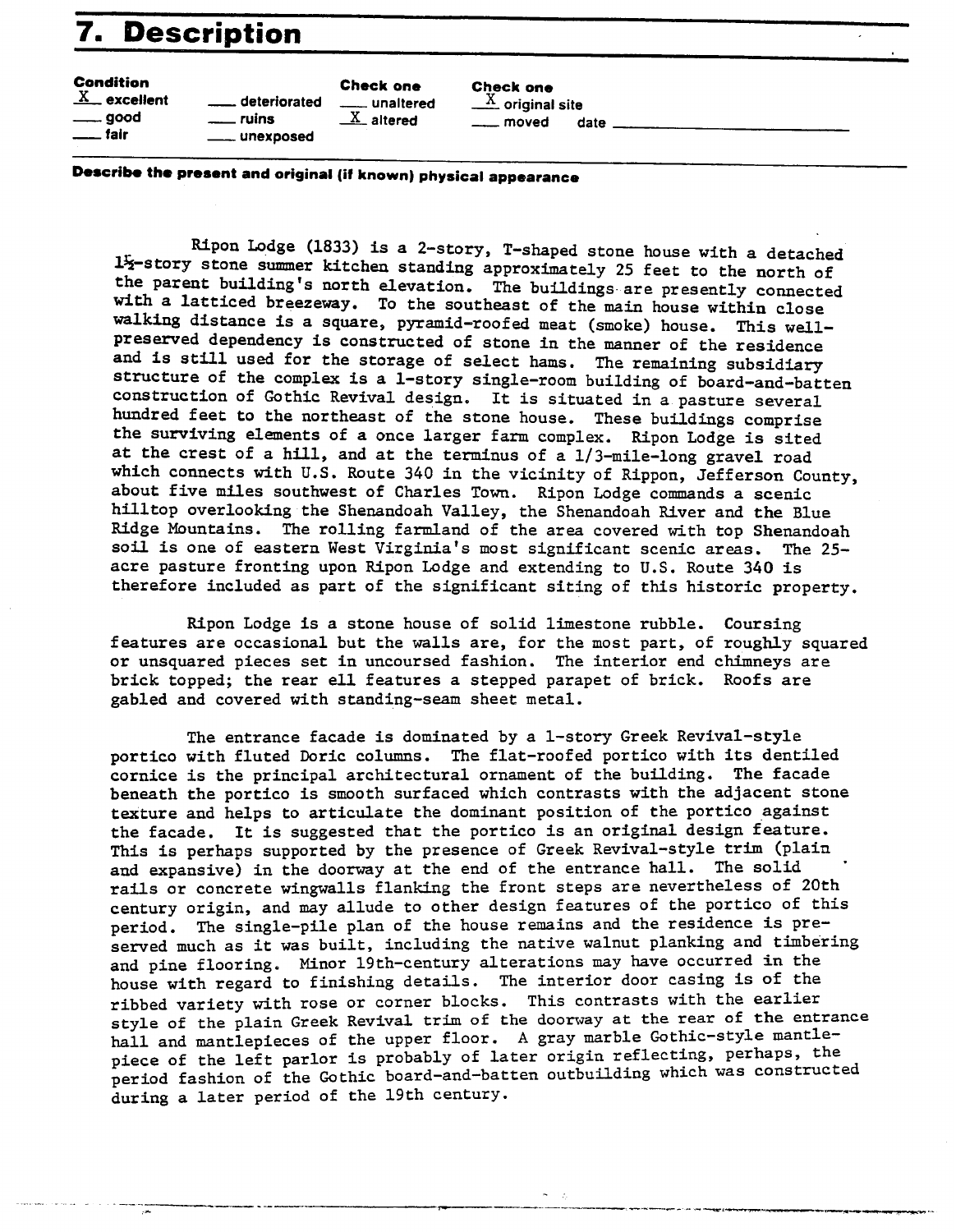# 7. Description

| Condition | | Check one | Check one |
|---|---|---|---|
| X excellent | ___ deteriorated | ___ unaltered | X original site |
| ___ good | ___ ruins | X altered | ___ moved date ___ |
| ___ fair | ___ unexposed | | |

**Describe the present and original (if known) physical appearance**

Ripon Lodge (1833) is a 2-story, T-shaped stone house with a detached 1½-story stone summer kitchen standing approximately 25 feet to the north of the parent building's north elevation. The buildings are presently connected with a latticed breezeway. To the southeast of the main house within close walking distance is a square, pyramid-roofed meat (smoke) house. This well-preserved dependency is constructed of stone in the manner of the residence and is still used for the storage of select hams. The remaining subsidiary structure of the complex is a 1-story single-room building of board-and-batten construction of Gothic Revival design. It is situated in a pasture several hundred feet to the northeast of the stone house. These buildings comprise the surviving elements of a once larger farm complex. Ripon Lodge is sited at the crest of a hill, and at the terminus of a 1/3-mile-long gravel road which connects with U.S. Route 340 in the vicinity of Rippon, Jefferson County, about five miles southwest of Charles Town. Ripon Lodge commands a scenic hilltop overlooking the Shenandoah Valley, the Shenandoah River and the Blue Ridge Mountains. The rolling farmland of the area covered with top Shenandoah soil is one of eastern West Virginia's most significant scenic areas. The 25-acre pasture fronting upon Ripon Lodge and extending to U.S. Route 340 is therefore included as part of the significant siting of this historic property.

Ripon Lodge is a stone house of solid limestone rubble. Coursing features are occasional but the walls are, for the most part, of roughly squared or unsquared pieces set in uncoursed fashion. The interior end chimneys are brick topped; the rear ell features a stepped parapet of brick. Roofs are gabled and covered with standing-seam sheet metal.

The entrance facade is dominated by a 1-story Greek Revival-style portico with fluted Doric columns. The flat-roofed portico with its dentiled cornice is the principal architectural ornament of the building. The facade beneath the portico is smooth surfaced which contrasts with the adjacent stone texture and helps to articulate the dominant position of the portico against the facade. It is suggested that the portico is an original design feature. This is perhaps supported by the presence of Greek Revival-style trim (plain and expansive) in the doorway at the end of the entrance hall. The solid rails or concrete wingwalls flanking the front steps are nevertheless of 20th century origin, and may allude to other design features of the portico of this period. The single-pile plan of the house remains and the residence is preserved much as it was built, including the native walnut planking and timbering and pine flooring. Minor 19th-century alterations may have occurred in the house with regard to finishing details. The interior door casing is of the ribbed variety with rose or corner blocks. This contrasts with the earlier style of the plain Greek Revival trim of the doorway at the rear of the entrance hall and mantlepieces of the upper floor. A gray marble Gothic-style mantlepiece of the left parlor is probably of later origin reflecting, perhaps, the period fashion of the Gothic board-and-batten outbuilding which was constructed during a later period of the 19th century.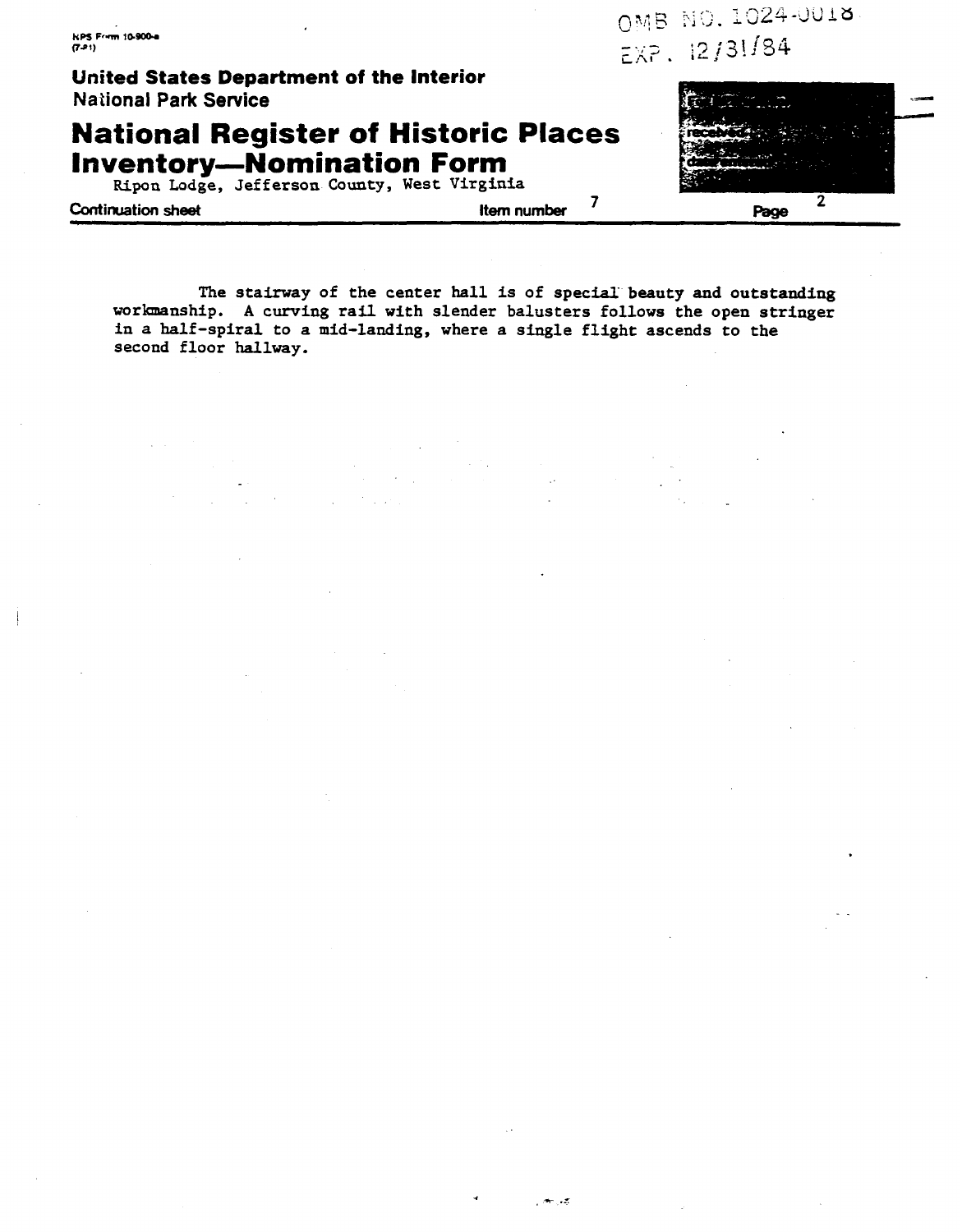The stairway of the center hall is of special beauty and outstanding workmanship. A curving rail with slender balusters follows the open stringer in a half-spiral to a mid-landing, where a single flight ascends to the second floor hallway.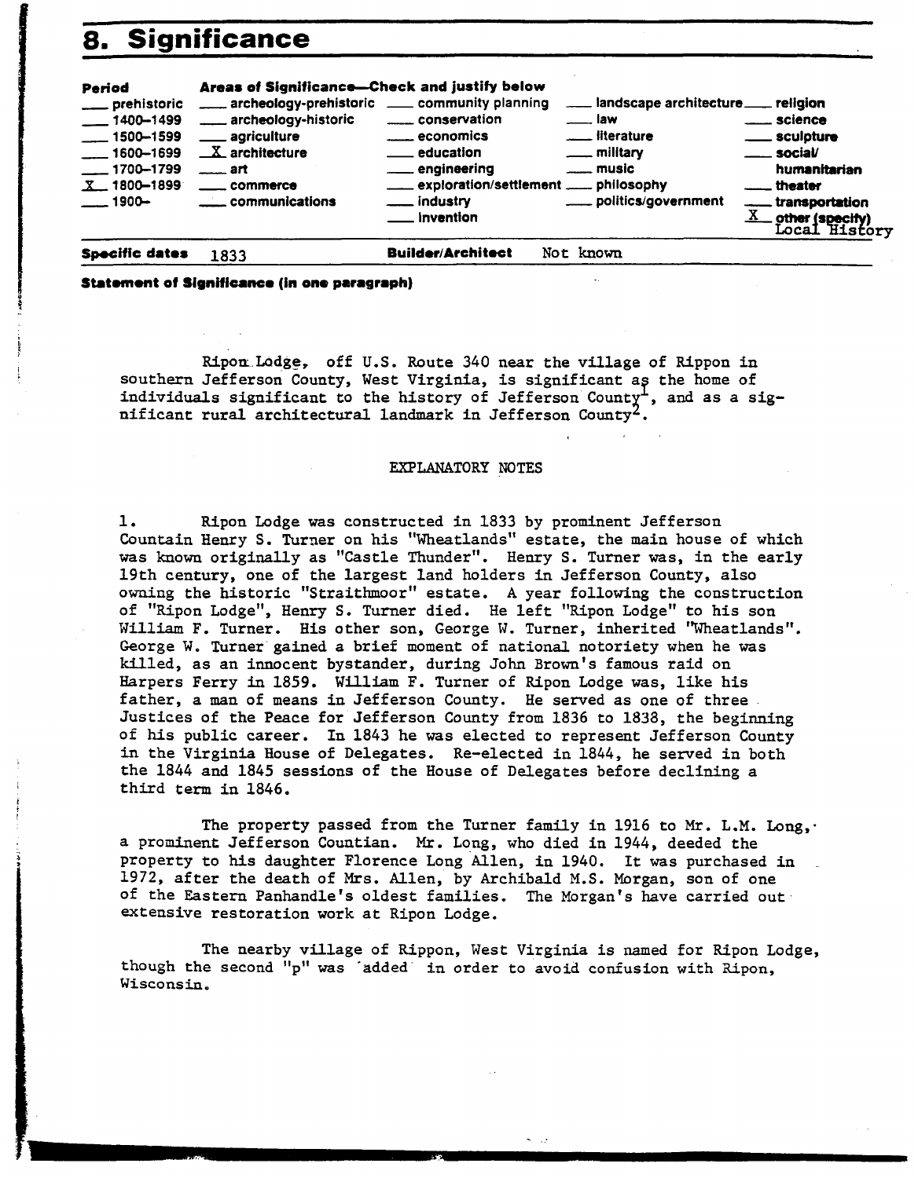# 8. Significance

| Period | Areas of Significance—Check and justify below | | | |
|---|---|---|---|---|
| ___ prehistoric | ___ archeology-prehistoric | ___ community planning | ___ landscape architecture | ___ religion |
| ___ 1400–1499 | ___ archeology-historic | ___ conservation | ___ law | ___ science |
| ___ 1500–1599 | ___ agriculture | ___ economics | ___ literature | ___ sculpture |
| ___ 1600–1699 | X architecture | ___ education | ___ military | ___ social/ humanitarian |
| ___ 1700–1799 | ___ art | ___ engineering | ___ music | ___ theater |
| X 1800–1899 | ___ commerce | ___ exploration/settlement | ___ philosophy | ___ transportation |
| ___ 1900– | ___ communications | ___ industry | ___ politics/government | X other (specify) Local History |
| | | ___ invention | | |

**Specific dates** 1833 **Builder/Architect** Not known

**Statement of Significance (in one paragraph)**

Ripon Lodge, off U.S. Route 340 near the village of Rippon in southern Jefferson County, West Virginia, is significant as the home of individuals significant to the history of Jefferson County[1], and as a significant rural architectural landmark in Jefferson County[2].

EXPLANATORY NOTES

1. Ripon Lodge was constructed in 1833 by prominent Jefferson Countain Henry S. Turner on his "Wheatlands" estate, the main house of which was known originally as "Castle Thunder". Henry S. Turner was, in the early 19th century, one of the largest land holders in Jefferson County, also owning the historic "Straithmoor" estate. A year following the construction of "Ripon Lodge", Henry S. Turner died. He left "Ripon Lodge" to his son William F. Turner. His other son, George W. Turner, inherited "Wheatlands". George W. Turner gained a brief moment of national notoriety when he was killed, as an innocent bystander, during John Brown's famous raid on Harpers Ferry in 1859. William F. Turner of Ripon Lodge was, like his father, a man of means in Jefferson County. He served as one of three Justices of the Peace for Jefferson County from 1836 to 1838, the beginning of his public career. In 1843 he was elected to represent Jefferson County in the Virginia House of Delegates. Re-elected in 1844, he served in both the 1844 and 1845 sessions of the House of Delegates before declining a third term in 1846.

The property passed from the Turner family in 1916 to Mr. L.M. Long, a prominent Jefferson Countian. Mr. Long, who died in 1944, deeded the property to his daughter Florence Long Allen, in 1940. It was purchased in 1972, after the death of Mrs. Allen, by Archibald M.S. Morgan, son of one of the Eastern Panhandle's oldest families. The Morgan's have carried out extensive restoration work at Ripon Lodge.

The nearby village of Rippon, West Virginia is named for Ripon Lodge, though the second "p" was added in order to avoid confusion with Ripon, Wisconsin.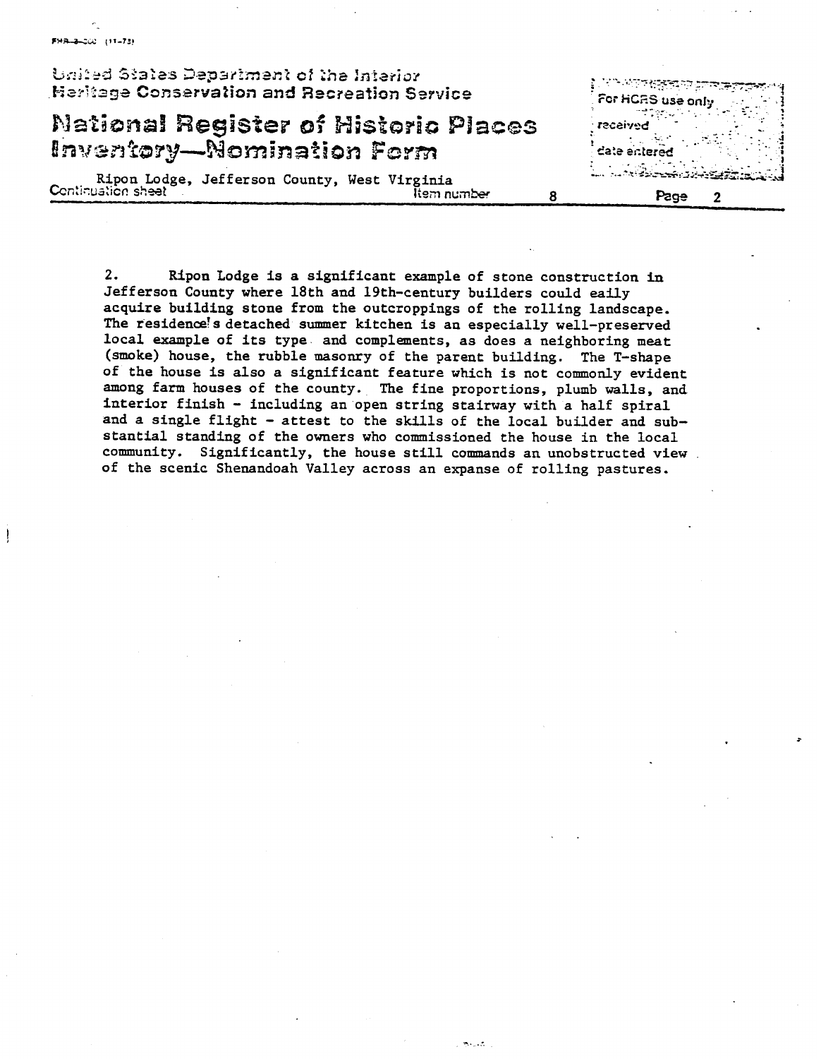2. Ripon Lodge is a significant example of stone construction in Jefferson County where 18th and 19th-century builders could eaily acquire building stone from the outcroppings of the rolling landscape. The residence's detached summer kitchen is an especially well-preserved local example of its type and complements, as does a neighboring meat (smoke) house, the rubble masonry of the parent building. The T-shape of the house is also a significant feature which is not commonly evident among farm houses of the county. The fine proportions, plumb walls, and interior finish - including an open string stairway with a half spiral and a single flight - attest to the skills of the local builder and substantial standing of the owners who commissioned the house in the local community. Significantly, the house still commands an unobstructed view of the scenic Shenandoah Valley across an expanse of rolling pastures.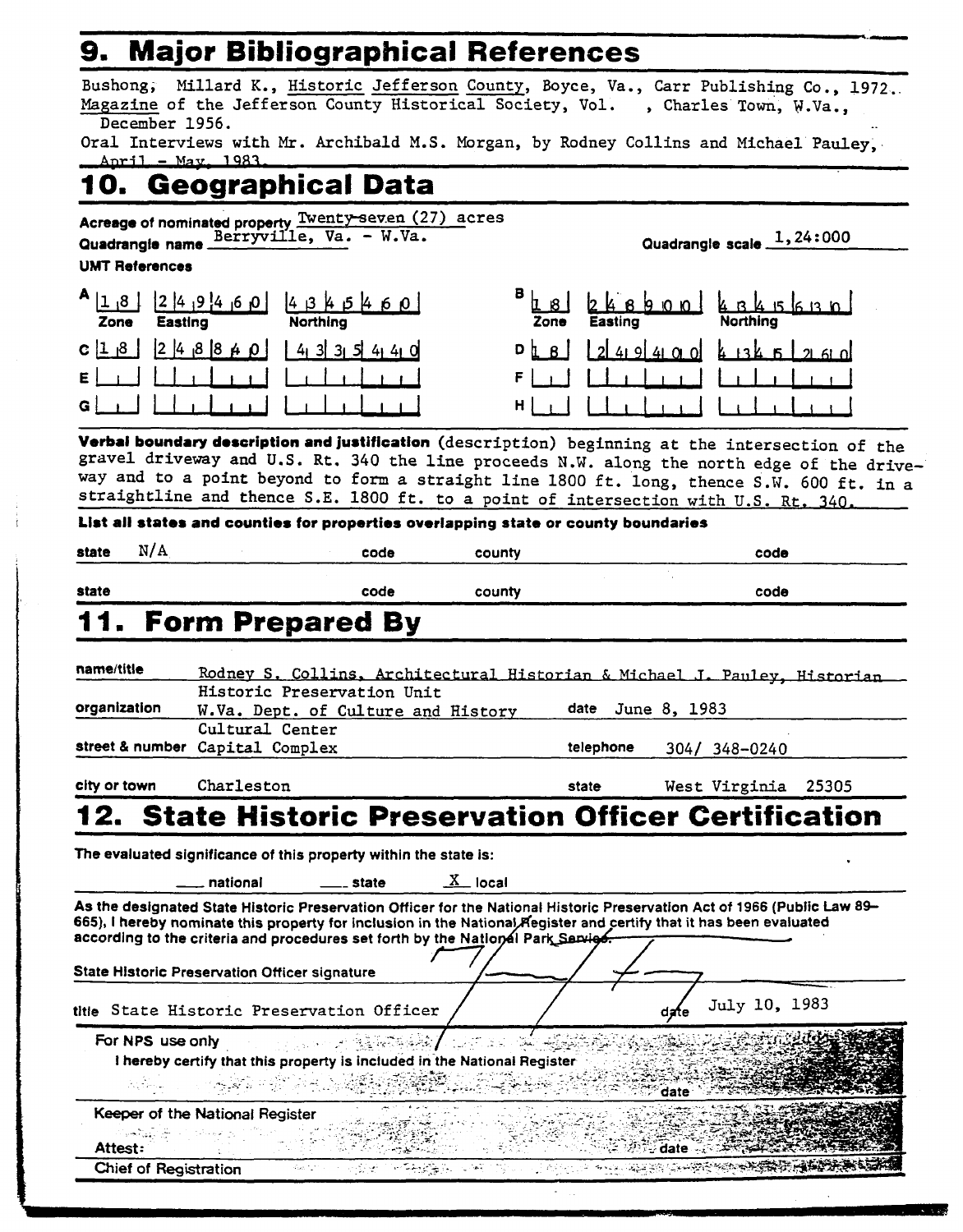## 9. Major Bibliographical References

Bushong, Millard K., Historic Jefferson County, Boyce, Va., Carr Publishing Co., 1972.
Magazine of the Jefferson County Historical Society, Vol. , Charles Town, W.Va., December 1956.
Oral Interviews with Mr. Archibald M.S. Morgan, by Rodney Collins and Michael Pauley, April - May, 1983.

## 10. Geographical Data

**Acreage of nominated property** Twenty-seven (27) acres

**Quadrangle name** Berryville, Va. - W.Va. **Quadrangle scale** 1,24:000

**UMT References**

| | Zone | Easting | Northing |
|---|---|---|---|
| A | 18 | 249460 | 4345460 |
| B | 18 | 248900 | 4345630 |
| C | 18 | 248840 | 4335440 |
| D | 18 | 249400 | 4345260 |
| E | | | |
| F | | | |
| G | | | |
| H | | | |

**Verbal boundary description and justification** (description) beginning at the intersection of the gravel driveway and U.S. Rt. 340 the line proceeds N.W. along the north edge of the driveway and to a point beyond to form a straight line 1800 ft. long, thence S.W. 600 ft. in a straightline and thence S.E. 1800 ft. to a point of intersection with U.S. Rt. 340.

**List all states and counties for properties overlapping state or county boundaries**

| state | N/A | code | | county | | code | |
|---|---|---|---|---|---|---|---|
| state | | code | | county | | code | |

## 11. Form Prepared By

**name/title** Rodney S. Collins, Architectural Historian & Michael J. Pauley, Historian

**organization** Historic Preservation Unit W.Va. Dept. of Culture and History **date** June 8, 1983

**street & number** Cultural Center Capital Complex **telephone** 304/ 348-0240

**city or town** Charleston **state** West Virginia 25305

## 12. State Historic Preservation Officer Certification

**The evaluated significance of this property within the state is:**

___ national ___ state X local

As the designated State Historic Preservation Officer for the National Historic Preservation Act of 1966 (Public Law 89-665), I hereby nominate this property for inclusion in the National Register and certify that it has been evaluated according to the criteria and procedures set forth by the National Park Service.

**State Historic Preservation Officer signature**

**title** State Historic Preservation Officer **date** July 10, 1983

For NPS use only
I hereby certify that this property is included in the National Register

date

Keeper of the National Register

Attest: date

Chief of Registration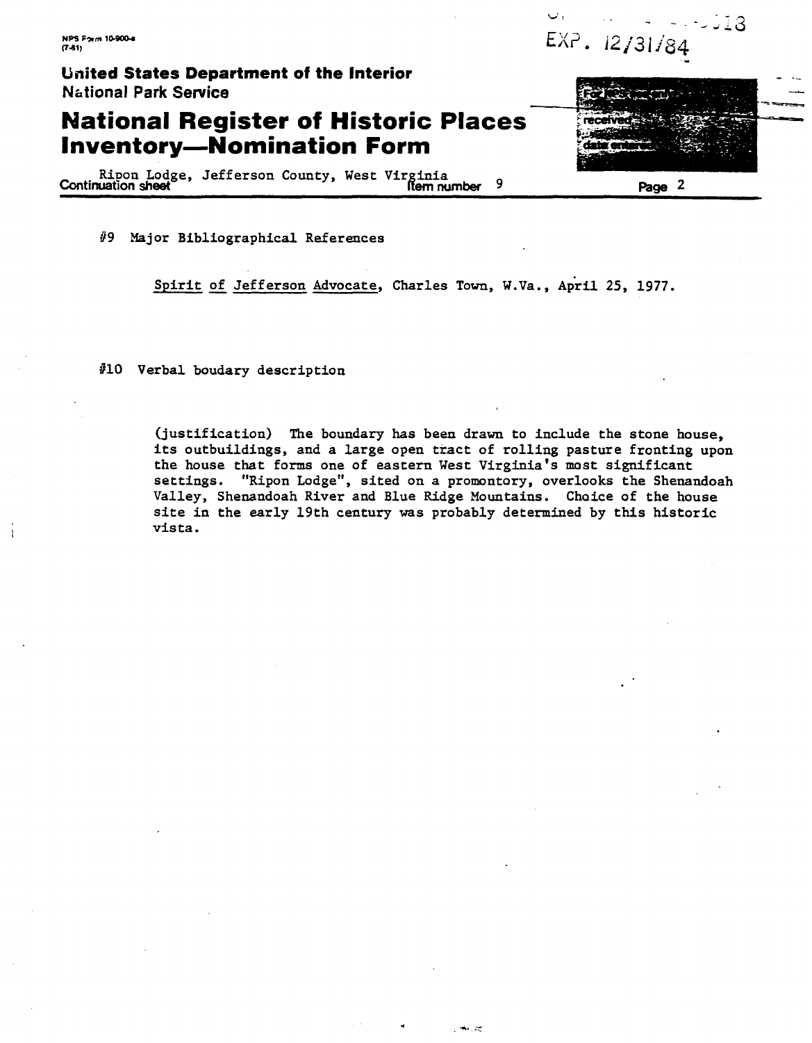NPS Form 10-900-a
(7-81)

EXP. 12/31/84

**United States Department of the Interior**
National Park Service

# National Register of Historic Places Inventory—Nomination Form

Ripon Lodge, Jefferson County, West Virginia
Continuation sheet — Item number 9 — Page 2

#9 Major Bibliographical References

Spirit of Jefferson Advocate, Charles Town, W.Va., April 25, 1977.

#10 Verbal boudary description

(justification) The boundary has been drawn to include the stone house, its outbuildings, and a large open tract of rolling pasture fronting upon the house that forms one of eastern West Virginia's most significant settings. "Ripon Lodge", sited on a promontory, overlooks the Shenandoah Valley, Shenandoah River and Blue Ridge Mountains. Choice of the house site in the early 19th century was probably determined by this historic vista.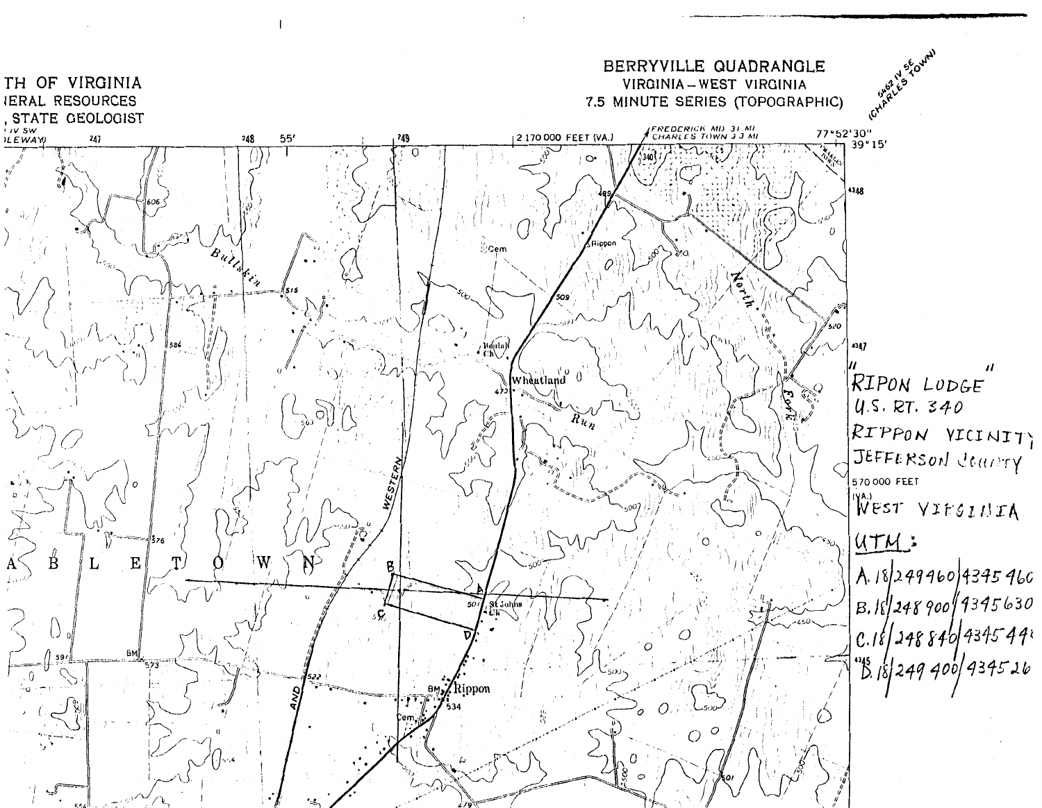TH OF VIRGINIA
IERAL RESOURCES
, STATE GEOLOGIST

BERRYVILLE QUADRANGLE
VIRGINIA – WEST VIRGINIA
7.5 MINUTE SERIES (TOPOGRAPHIC)

5462 IV SE
(CHARLES TOWN)

"RIPON LODGE"
U.S. RT. 340
RIPPON VICINITY
JEFFERSON COUNTY
WEST VIRGINIA

UTM:

| | Zone | Easting | Northing |
|---|---|---|---|
| A. | 18 | 249460 | 4345460 |
| B. | 18 | 248900 | 4345630 |
| C. | 18 | 248840 | 434544[?] |
| D. | 18 | 249400 | 434526[?] |